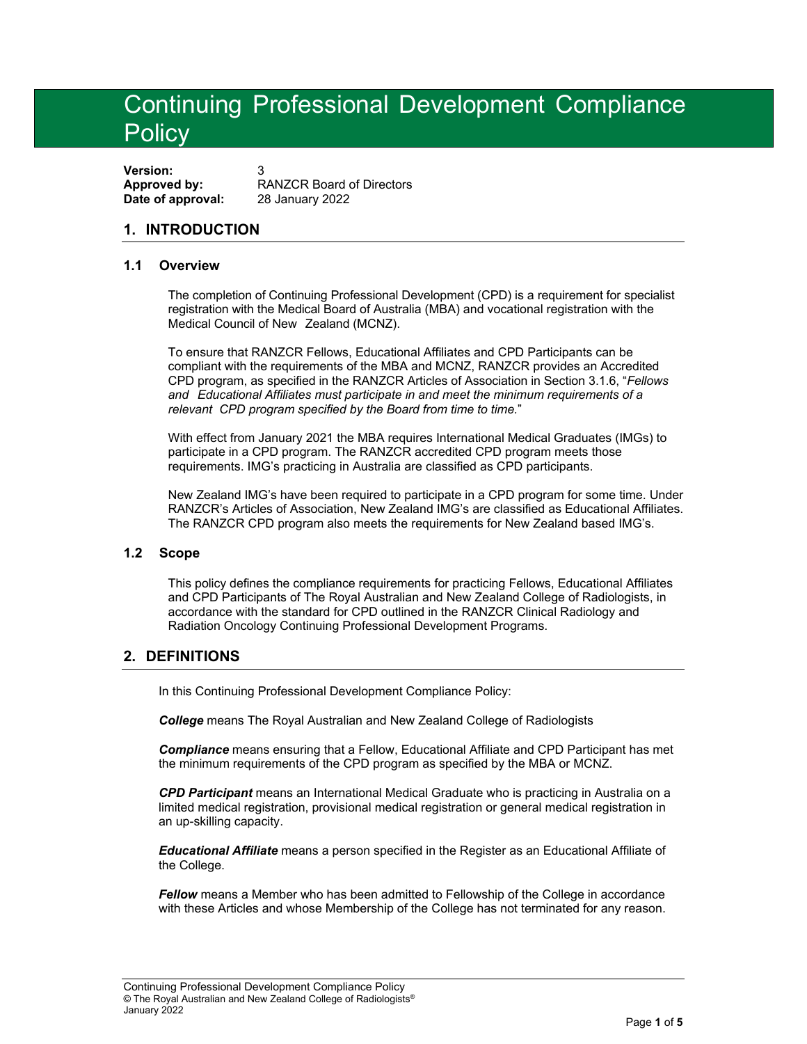# Continuing Professional Development Compliance Policy

**Version:** 3
**Approved by:** RANZCR Board of Directors
**Date of approval:** 28 January 2022

## 1. INTRODUCTION

### 1.1 Overview

The completion of Continuing Professional Development (CPD) is a requirement for specialist registration with the Medical Board of Australia (MBA) and vocational registration with the Medical Council of New Zealand (MCNZ).

To ensure that RANZCR Fellows, Educational Affiliates and CPD Participants can be compliant with the requirements of the MBA and MCNZ, RANZCR provides an Accredited CPD program, as specified in the RANZCR Articles of Association in Section 3.1.6, "*Fellows and Educational Affiliates must participate in and meet the minimum requirements of a relevant CPD program specified by the Board from time to time.*"

With effect from January 2021 the MBA requires International Medical Graduates (IMGs) to participate in a CPD program. The RANZCR accredited CPD program meets those requirements. IMG's practicing in Australia are classified as CPD participants.

New Zealand IMG's have been required to participate in a CPD program for some time. Under RANZCR's Articles of Association, New Zealand IMG's are classified as Educational Affiliates. The RANZCR CPD program also meets the requirements for New Zealand based IMG's.

### 1.2 Scope

This policy defines the compliance requirements for practicing Fellows, Educational Affiliates and CPD Participants of The Royal Australian and New Zealand College of Radiologists, in accordance with the standard for CPD outlined in the RANZCR Clinical Radiology and Radiation Oncology Continuing Professional Development Programs.

## 2. DEFINITIONS

In this Continuing Professional Development Compliance Policy:

***College*** means The Royal Australian and New Zealand College of Radiologists

***Compliance*** means ensuring that a Fellow, Educational Affiliate and CPD Participant has met the minimum requirements of the CPD program as specified by the MBA or MCNZ.

***CPD Participant*** means an International Medical Graduate who is practicing in Australia on a limited medical registration, provisional medical registration or general medical registration in an up-skilling capacity.

***Educational Affiliate*** means a person specified in the Register as an Educational Affiliate of the College.

***Fellow*** means a Member who has been admitted to Fellowship of the College in accordance with these Articles and whose Membership of the College has not terminated for any reason.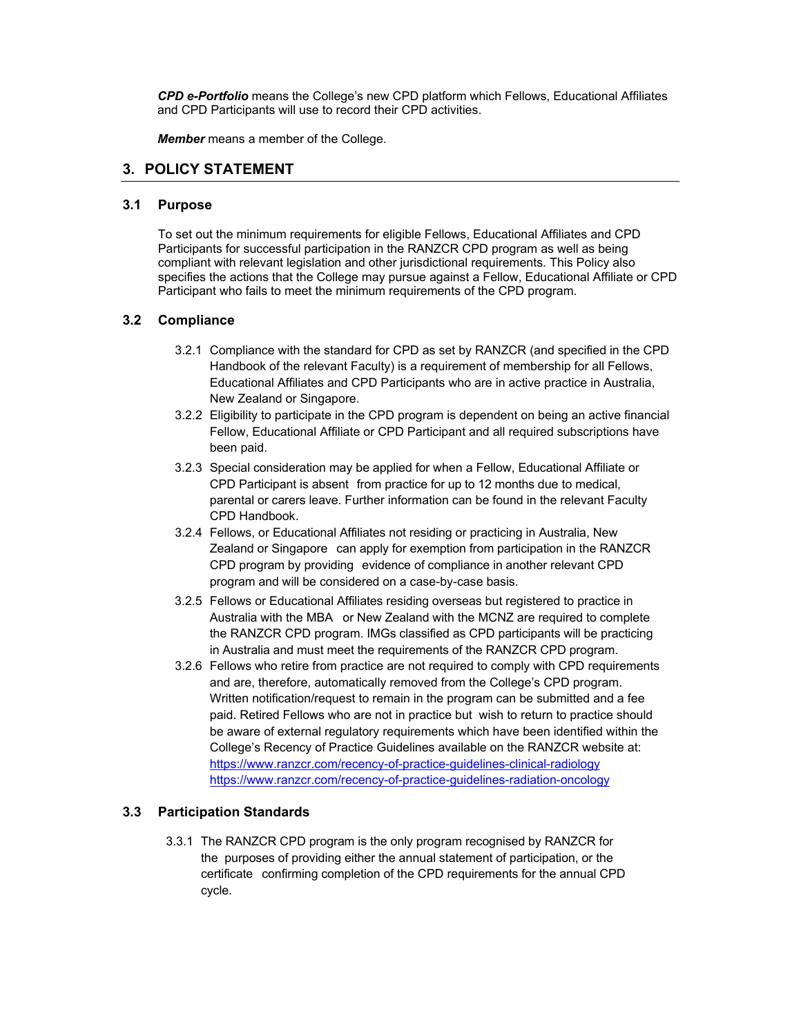***CPD e-Portfolio*** means the College's new CPD platform which Fellows, Educational Affiliates and CPD Participants will use to record their CPD activities.

***Member*** means a member of the College.

## 3. POLICY STATEMENT

### 3.1 Purpose

To set out the minimum requirements for eligible Fellows, Educational Affiliates and CPD Participants for successful participation in the RANZCR CPD program as well as being compliant with relevant legislation and other jurisdictional requirements. This Policy also specifies the actions that the College may pursue against a Fellow, Educational Affiliate or CPD Participant who fails to meet the minimum requirements of the CPD program.

### 3.2 Compliance

3.2.1 Compliance with the standard for CPD as set by RANZCR (and specified in the CPD Handbook of the relevant Faculty) is a requirement of membership for all Fellows, Educational Affiliates and CPD Participants who are in active practice in Australia, New Zealand or Singapore.

3.2.2 Eligibility to participate in the CPD program is dependent on being an active financial Fellow, Educational Affiliate or CPD Participant and all required subscriptions have been paid.

3.2.3 Special consideration may be applied for when a Fellow, Educational Affiliate or CPD Participant is absent from practice for up to 12 months due to medical, parental or carers leave. Further information can be found in the relevant Faculty CPD Handbook.

3.2.4 Fellows, or Educational Affiliates not residing or practicing in Australia, New Zealand or Singapore can apply for exemption from participation in the RANZCR CPD program by providing evidence of compliance in another relevant CPD program and will be considered on a case-by-case basis.

3.2.5 Fellows or Educational Affiliates residing overseas but registered to practice in Australia with the MBA or New Zealand with the MCNZ are required to complete the RANZCR CPD program. IMGs classified as CPD participants will be practicing in Australia and must meet the requirements of the RANZCR CPD program.

3.2.6 Fellows who retire from practice are not required to comply with CPD requirements and are, therefore, automatically removed from the College's CPD program. Written notification/request to remain in the program can be submitted and a fee paid. Retired Fellows who are not in practice but wish to return to practice should be aware of external regulatory requirements which have been identified within the College's Recency of Practice Guidelines available on the RANZCR website at:
https://www.ranzcr.com/recency-of-practice-guidelines-clinical-radiology
https://www.ranzcr.com/recency-of-practice-guidelines-radiation-oncology

### 3.3 Participation Standards

3.3.1 The RANZCR CPD program is the only program recognised by RANZCR for the purposes of providing either the annual statement of participation, or the certificate confirming completion of the CPD requirements for the annual CPD cycle.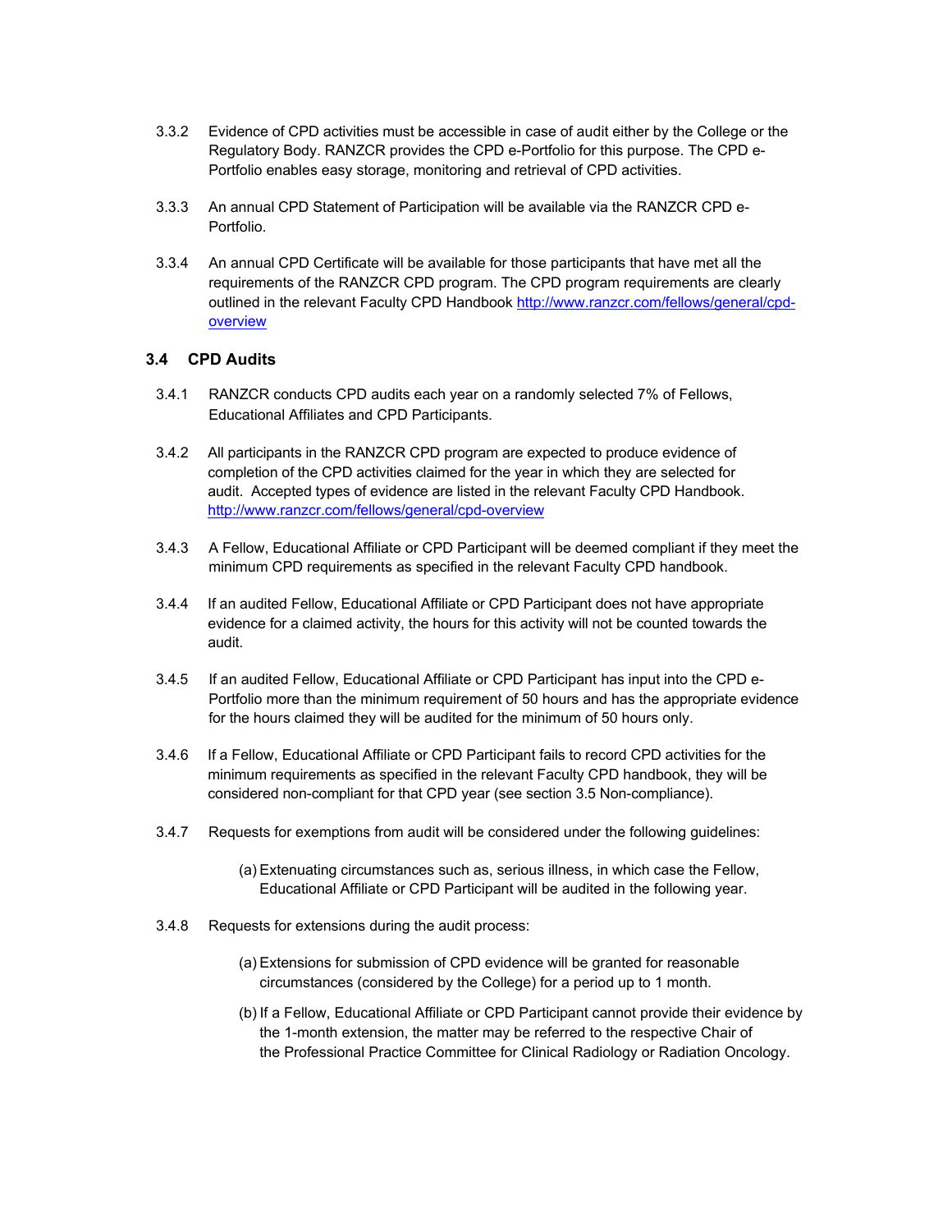3.3.2 Evidence of CPD activities must be accessible in case of audit either by the College or the Regulatory Body. RANZCR provides the CPD e-Portfolio for this purpose. The CPD e-Portfolio enables easy storage, monitoring and retrieval of CPD activities.

3.3.3 An annual CPD Statement of Participation will be available via the RANZCR CPD e-Portfolio.

3.3.4 An annual CPD Certificate will be available for those participants that have met all the requirements of the RANZCR CPD program. The CPD program requirements are clearly outlined in the relevant Faculty CPD Handbook [http://www.ranzcr.com/fellows/general/cpd-overview](http://www.ranzcr.com/fellows/general/cpd-overview)

### 3.4 CPD Audits

3.4.1 RANZCR conducts CPD audits each year on a randomly selected 7% of Fellows, Educational Affiliates and CPD Participants.

3.4.2 All participants in the RANZCR CPD program are expected to produce evidence of completion of the CPD activities claimed for the year in which they are selected for audit. Accepted types of evidence are listed in the relevant Faculty CPD Handbook. [http://www.ranzcr.com/fellows/general/cpd-overview](http://www.ranzcr.com/fellows/general/cpd-overview)

3.4.3 A Fellow, Educational Affiliate or CPD Participant will be deemed compliant if they meet the minimum CPD requirements as specified in the relevant Faculty CPD handbook.

3.4.4 If an audited Fellow, Educational Affiliate or CPD Participant does not have appropriate evidence for a claimed activity, the hours for this activity will not be counted towards the audit.

3.4.5 If an audited Fellow, Educational Affiliate or CPD Participant has input into the CPD e-Portfolio more than the minimum requirement of 50 hours and has the appropriate evidence for the hours claimed they will be audited for the minimum of 50 hours only.

3.4.6 If a Fellow, Educational Affiliate or CPD Participant fails to record CPD activities for the minimum requirements as specified in the relevant Faculty CPD handbook, they will be considered non-compliant for that CPD year (see section 3.5 Non-compliance).

3.4.7 Requests for exemptions from audit will be considered under the following guidelines:

(a) Extenuating circumstances such as, serious illness, in which case the Fellow, Educational Affiliate or CPD Participant will be audited in the following year.

3.4.8 Requests for extensions during the audit process:

(a) Extensions for submission of CPD evidence will be granted for reasonable circumstances (considered by the College) for a period up to 1 month.

(b) If a Fellow, Educational Affiliate or CPD Participant cannot provide their evidence by the 1-month extension, the matter may be referred to the respective Chair of the Professional Practice Committee for Clinical Radiology or Radiation Oncology.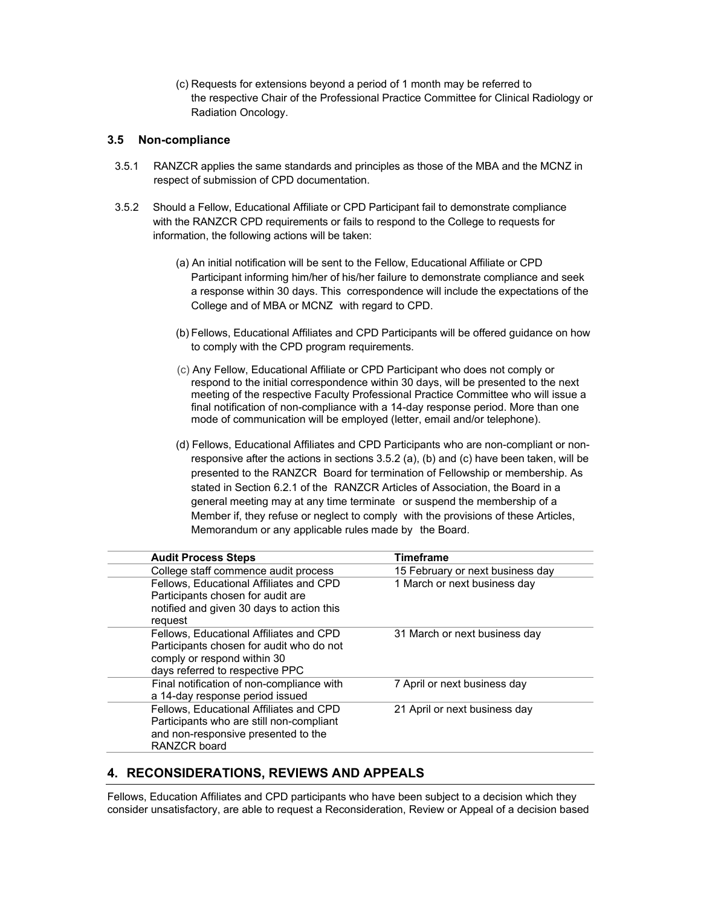(c) Requests for extensions beyond a period of 1 month may be referred to the respective Chair of the Professional Practice Committee for Clinical Radiology or Radiation Oncology.

### 3.5 Non-compliance

3.5.1 RANZCR applies the same standards and principles as those of the MBA and the MCNZ in respect of submission of CPD documentation.

3.5.2 Should a Fellow, Educational Affiliate or CPD Participant fail to demonstrate compliance with the RANZCR CPD requirements or fails to respond to the College to requests for information, the following actions will be taken:

(a) An initial notification will be sent to the Fellow, Educational Affiliate or CPD Participant informing him/her of his/her failure to demonstrate compliance and seek a response within 30 days. This correspondence will include the expectations of the College and of MBA or MCNZ with regard to CPD.

(b) Fellows, Educational Affiliates and CPD Participants will be offered guidance on how to comply with the CPD program requirements.

(c) Any Fellow, Educational Affiliate or CPD Participant who does not comply or respond to the initial correspondence within 30 days, will be presented to the next meeting of the respective Faculty Professional Practice Committee who will issue a final notification of non-compliance with a 14-day response period. More than one mode of communication will be employed (letter, email and/or telephone).

(d) Fellows, Educational Affiliates and CPD Participants who are non-compliant or non-responsive after the actions in sections 3.5.2 (a), (b) and (c) have been taken, will be presented to the RANZCR Board for termination of Fellowship or membership. As stated in Section 6.2.1 of the RANZCR Articles of Association, the Board in a general meeting may at any time terminate or suspend the membership of a Member if, they refuse or neglect to comply with the provisions of these Articles, Memorandum or any applicable rules made by the Board.

| Audit Process Steps | Timeframe |
|---|---|
| College staff commence audit process | 15 February or next business day |
| Fellows, Educational Affiliates and CPD Participants chosen for audit are notified and given 30 days to action this request | 1 March or next business day |
| Fellows, Educational Affiliates and CPD Participants chosen for audit who do not comply or respond within 30 days referred to respective PPC | 31 March or next business day |
| Final notification of non-compliance with a 14-day response period issued | 7 April or next business day |
| Fellows, Educational Affiliates and CPD Participants who are still non-compliant and non-responsive presented to the RANZCR board | 21 April or next business day |

## 4. RECONSIDERATIONS, REVIEWS AND APPEALS

Fellows, Education Affiliates and CPD participants who have been subject to a decision which they consider unsatisfactory, are able to request a Reconsideration, Review or Appeal of a decision based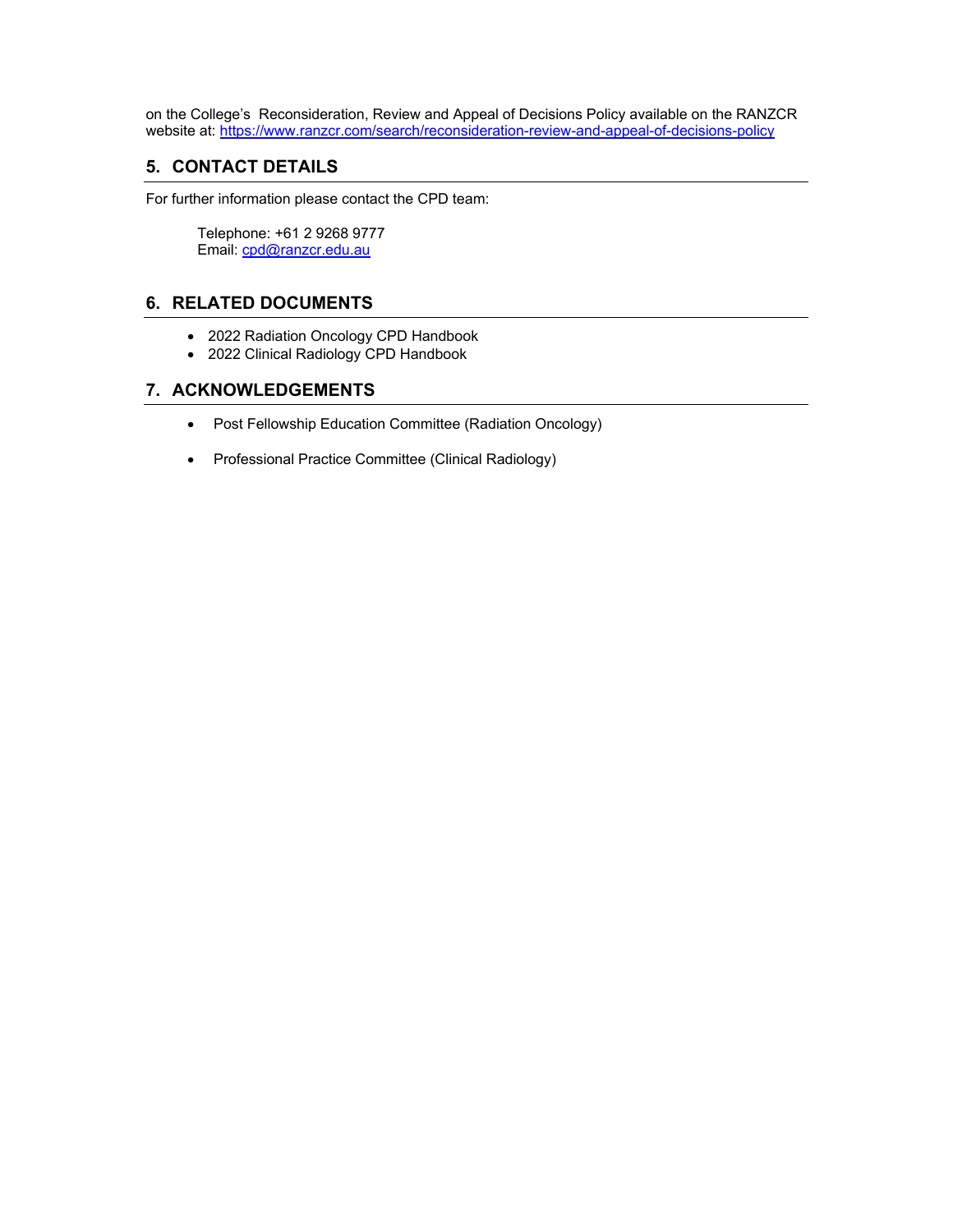on the College's Reconsideration, Review and Appeal of Decisions Policy available on the RANZCR website at: https://www.ranzcr.com/search/reconsideration-review-and-appeal-of-decisions-policy

## 5. CONTACT DETAILS

For further information please contact the CPD team:

Telephone: +61 2 9268 9777
Email: cpd@ranzcr.edu.au

## 6. RELATED DOCUMENTS

- 2022 Radiation Oncology CPD Handbook
- 2022 Clinical Radiology CPD Handbook

## 7. ACKNOWLEDGEMENTS

- Post Fellowship Education Committee (Radiation Oncology)
- Professional Practice Committee (Clinical Radiology)